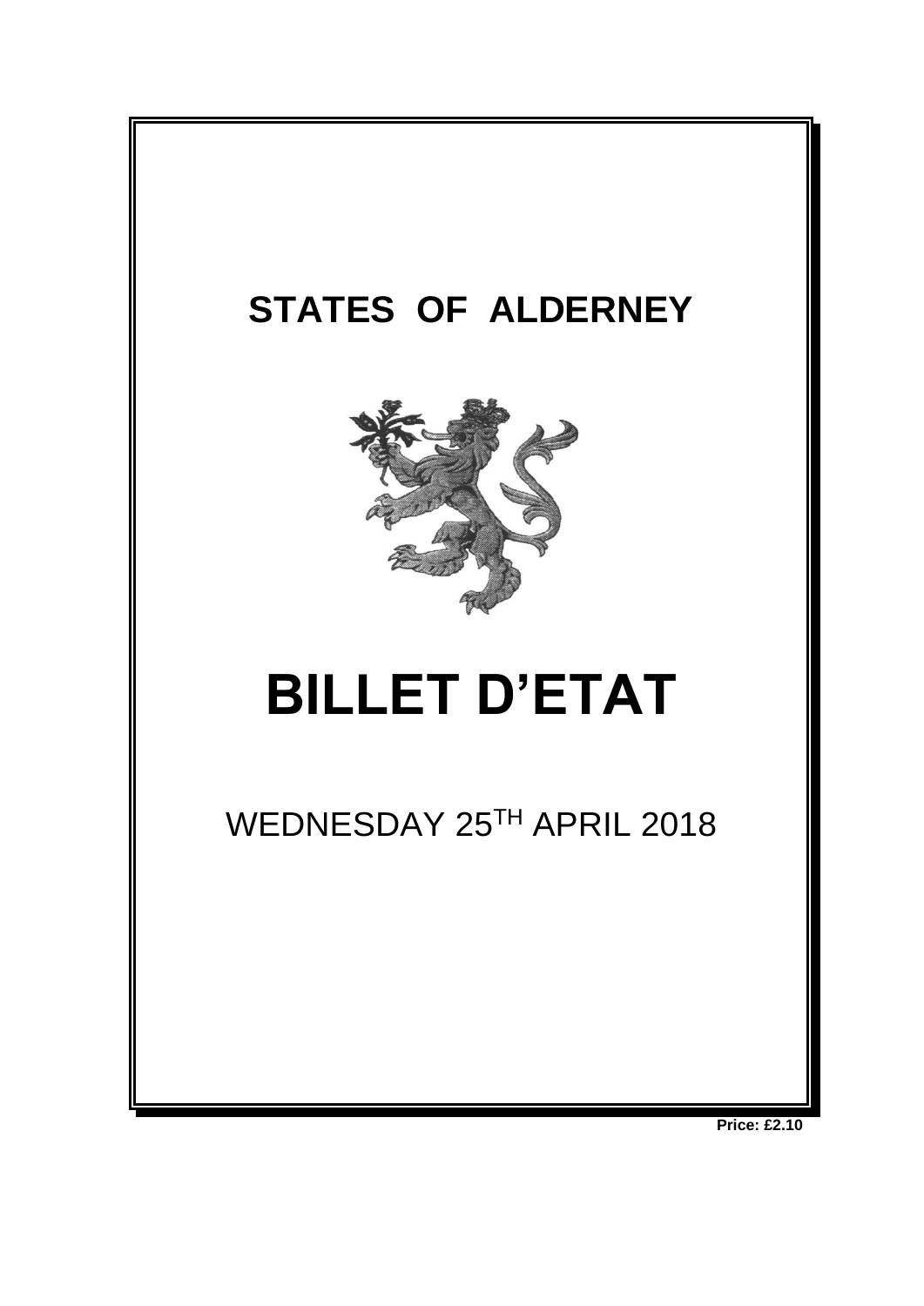# STATES OF ALDERNEY

# BILLET D'ETAT

WEDNESDAY 25TH APRIL 2018

**Price: £2.10**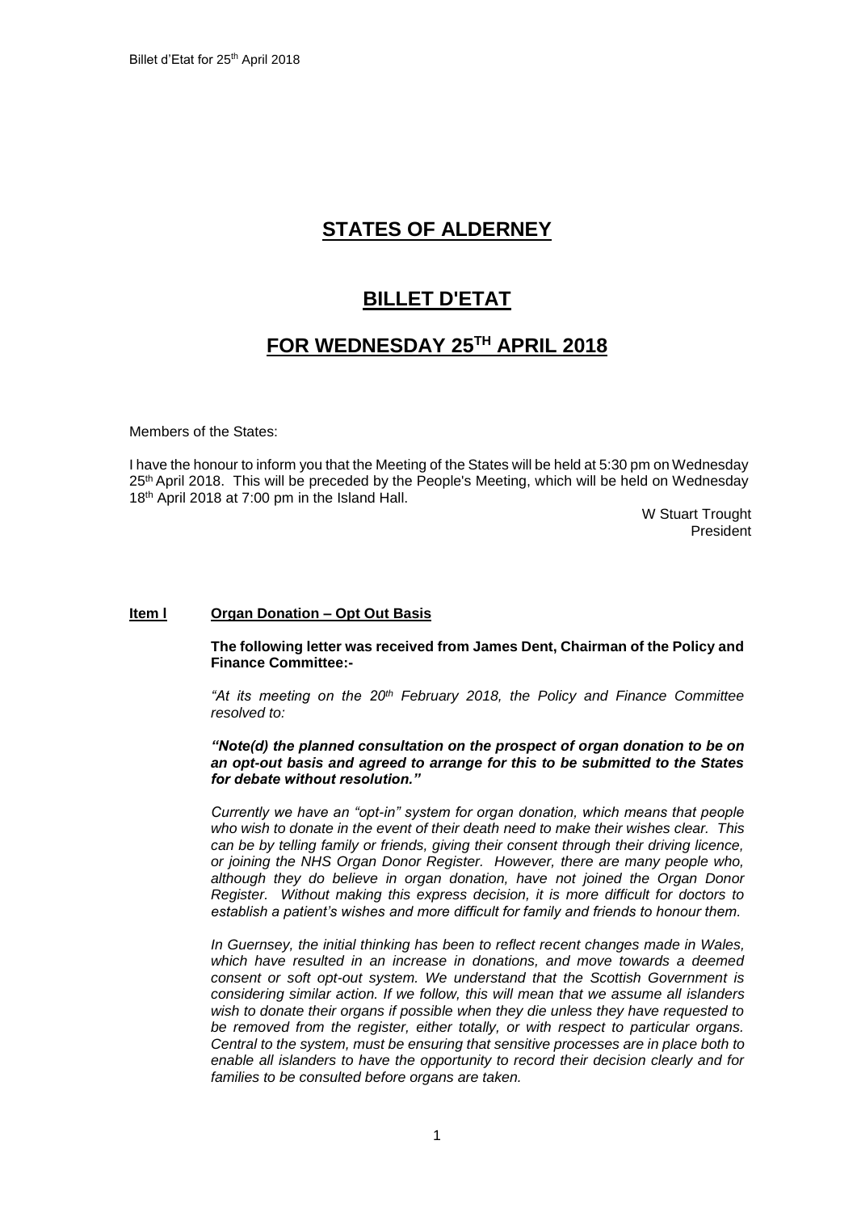# STATES OF ALDERNEY

# BILLET D'ETAT

# FOR WEDNESDAY 25TH APRIL 2018

Members of the States:

I have the honour to inform you that the Meeting of the States will be held at 5:30 pm on Wednesday 25th April 2018. This will be preceded by the People's Meeting, which will be held on Wednesday 18th April 2018 at 7:00 pm in the Island Hall.

W Stuart Trought
President

**Item l** **Organ Donation – Opt Out Basis**

**The following letter was received from James Dent, Chairman of the Policy and Finance Committee:-**

*"At its meeting on the 20th February 2018, the Policy and Finance Committee resolved to:*

***"Note(d) the planned consultation on the prospect of organ donation to be on an opt-out basis and agreed to arrange for this to be submitted to the States for debate without resolution."***

*Currently we have an "opt-in" system for organ donation, which means that people who wish to donate in the event of their death need to make their wishes clear. This can be by telling family or friends, giving their consent through their driving licence, or joining the NHS Organ Donor Register. However, there are many people who, although they do believe in organ donation, have not joined the Organ Donor Register. Without making this express decision, it is more difficult for doctors to establish a patient's wishes and more difficult for family and friends to honour them.*

*In Guernsey, the initial thinking has been to reflect recent changes made in Wales, which have resulted in an increase in donations, and move towards a deemed consent or soft opt-out system. We understand that the Scottish Government is considering similar action. If we follow, this will mean that we assume all islanders wish to donate their organs if possible when they die unless they have requested to be removed from the register, either totally, or with respect to particular organs. Central to the system, must be ensuring that sensitive processes are in place both to enable all islanders to have the opportunity to record their decision clearly and for families to be consulted before organs are taken.*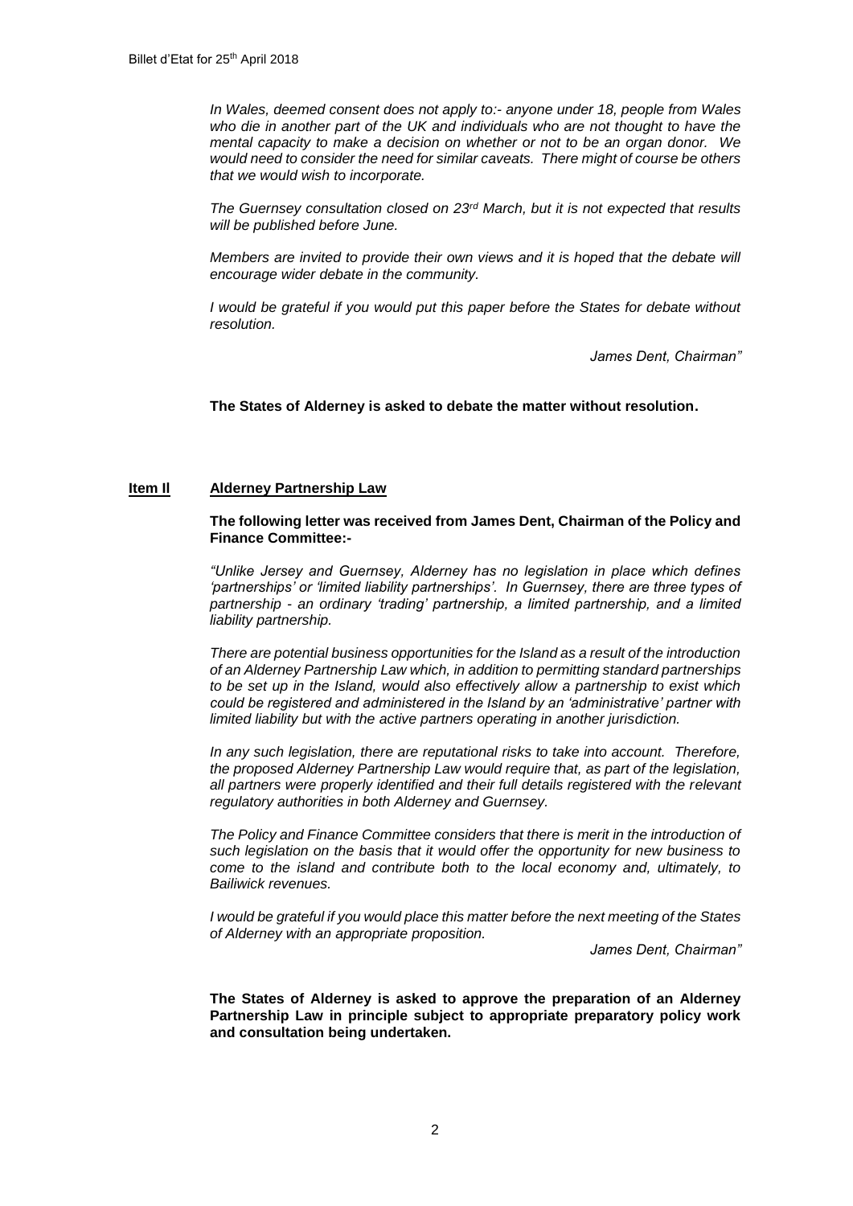*In Wales, deemed consent does not apply to:- anyone under 18, people from Wales who die in another part of the UK and individuals who are not thought to have the mental capacity to make a decision on whether or not to be an organ donor. We would need to consider the need for similar caveats. There might of course be others that we would wish to incorporate.*

*The Guernsey consultation closed on 23rd March, but it is not expected that results will be published before June.*

*Members are invited to provide their own views and it is hoped that the debate will encourage wider debate in the community.*

*I would be grateful if you would put this paper before the States for debate without resolution.*

*James Dent, Chairman"*

**The States of Alderney is asked to debate the matter without resolution.**

## Item II Alderney Partnership Law

**The following letter was received from James Dent, Chairman of the Policy and Finance Committee:-**

*"Unlike Jersey and Guernsey, Alderney has no legislation in place which defines 'partnerships' or 'limited liability partnerships'. In Guernsey, there are three types of partnership - an ordinary 'trading' partnership, a limited partnership, and a limited liability partnership.*

*There are potential business opportunities for the Island as a result of the introduction of an Alderney Partnership Law which, in addition to permitting standard partnerships to be set up in the Island, would also effectively allow a partnership to exist which could be registered and administered in the Island by an 'administrative' partner with limited liability but with the active partners operating in another jurisdiction.*

*In any such legislation, there are reputational risks to take into account. Therefore, the proposed Alderney Partnership Law would require that, as part of the legislation, all partners were properly identified and their full details registered with the relevant regulatory authorities in both Alderney and Guernsey.*

*The Policy and Finance Committee considers that there is merit in the introduction of such legislation on the basis that it would offer the opportunity for new business to come to the island and contribute both to the local economy and, ultimately, to Bailiwick revenues.*

*I would be grateful if you would place this matter before the next meeting of the States of Alderney with an appropriate proposition.*

*James Dent, Chairman"*

**The States of Alderney is asked to approve the preparation of an Alderney Partnership Law in principle subject to appropriate preparatory policy work and consultation being undertaken.**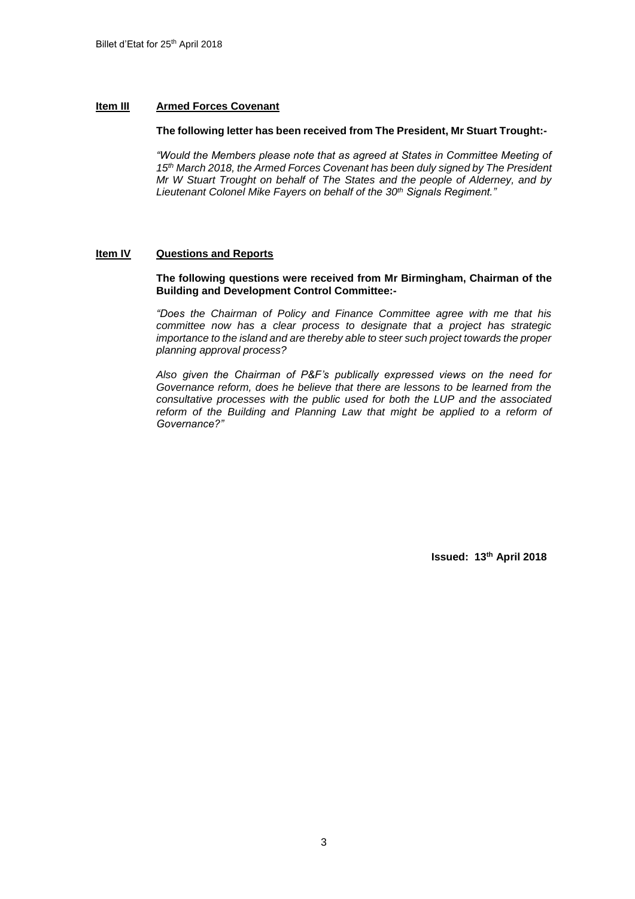## Item III **Armed Forces Covenant**

**The following letter has been received from The President, Mr Stuart Trought:-**

*"Would the Members please note that as agreed at States in Committee Meeting of 15th March 2018, the Armed Forces Covenant has been duly signed by The President Mr W Stuart Trought on behalf of The States and the people of Alderney, and by Lieutenant Colonel Mike Fayers on behalf of the 30th Signals Regiment."*

## Item IV **Questions and Reports**

**The following questions were received from Mr Birmingham, Chairman of the Building and Development Control Committee:-**

*"Does the Chairman of Policy and Finance Committee agree with me that his committee now has a clear process to designate that a project has strategic importance to the island and are thereby able to steer such project towards the proper planning approval process?*

*Also given the Chairman of P&F's publically expressed views on the need for Governance reform, does he believe that there are lessons to be learned from the consultative processes with the public used for both the LUP and the associated reform of the Building and Planning Law that might be applied to a reform of Governance?"*

**Issued: 13th April 2018**